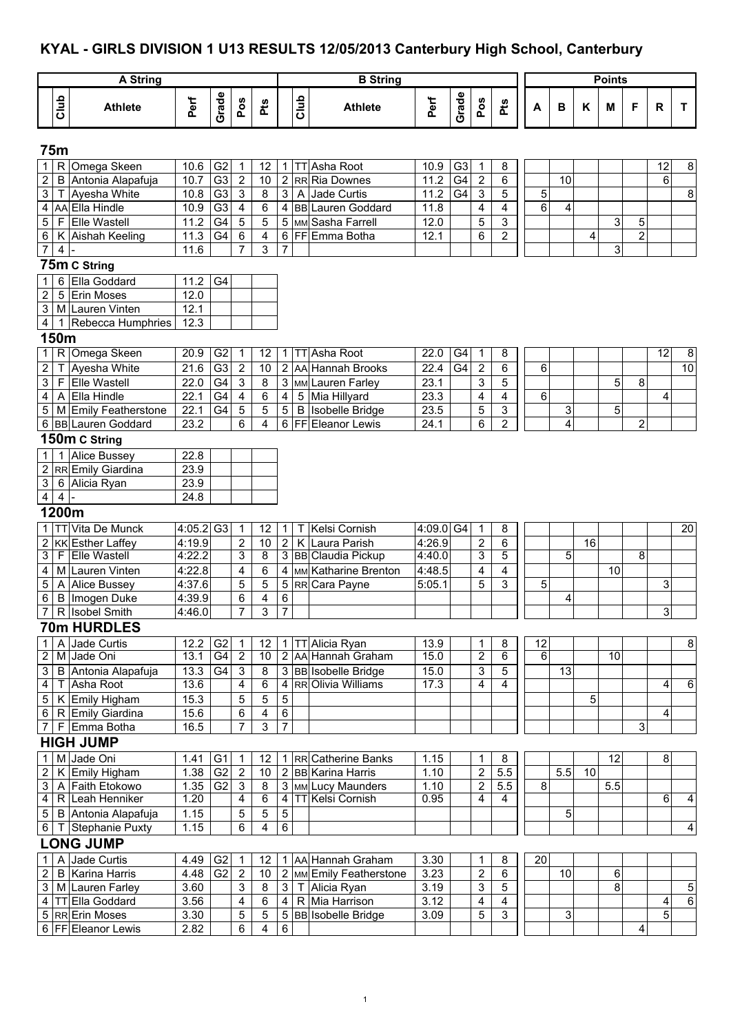# KYAL - GIRLS DIVISION 1 U13 RESULTS 12/05/2013 Canterbury High School, Canterbury

## 75m

| A String | | | | | | | B String | | | | | | | Points | | | | | | |
|---|---|---|---|---|---|---|---|---|---|---|---|---|---|---|---|---|---|---|---|---|
| | Club | Athlete | Perf | Grade | Pos | Pts | | Club | Athlete | Perf | Grade | Pos | Pts | A | B | K | M | F | R | T |
| 1 | R | Omega Skeen | 10.6 | G2 | 1 | 12 | 1 | TT | Asha Root | 10.9 | G3 | 1 | 8 | | | | | | 12 | 8 |
| 2 | B | Antonia Alapafuja | 10.7 | G3 | 2 | 10 | 2 | RR | Ria Downes | 11.2 | G4 | 2 | 6 | | 10 | | | | 6 | |
| 3 | T | Ayesha White | 10.8 | G3 | 3 | 8 | 3 | A | Jade Curtis | 11.2 | G4 | 3 | 5 | 5 | | | | | | 8 |
| 4 | AA | Ella Hindle | 10.9 | G3 | 4 | 6 | 4 | BB | Lauren Goddard | 11.8 | | 4 | 4 | 6 | 4 | | | | | |
| 5 | F | Elle Wastell | 11.2 | G4 | 5 | 5 | 5 | MM | Sasha Farrell | 12.0 | | 5 | 3 | | | | 3 | 5 | | |
| 6 | K | Aishah Keeling | 11.3 | G4 | 6 | 4 | 6 | FF | Emma Botha | 12.1 | | 6 | 2 | | | 4 | | 2 | | |
| 7 | 4 | - | 11.6 | | 7 | 3 | 7 | | | | | | | | | | 3 | | | |

## 75m C String

| | Club | Athlete | Perf | Grade | Pos | Pts |
|---|---|---|---|---|---|---|
| 1 | 6 | Ella Goddard | 11.2 | G4 | | |
| 2 | 5 | Erin Moses | 12.0 | | | |
| 3 | M | Lauren Vinten | 12.1 | | | |
| 4 | 1 | Rebecca Humphries | 12.3 | | | |

## 150m

| A String | | | | | | | B String | | | | | | | Points | | | | | | |
|---|---|---|---|---|---|---|---|---|---|---|---|---|---|---|---|---|---|---|---|---|
| | Club | Athlete | Perf | Grade | Pos | Pts | | Club | Athlete | Perf | Grade | Pos | Pts | A | B | K | M | F | R | T |
| 1 | R | Omega Skeen | 20.9 | G2 | 1 | 12 | 1 | TT | Asha Root | 22.0 | G4 | 1 | 8 | | | | | | 12 | 8 |
| 2 | T | Ayesha White | 21.6 | G3 | 2 | 10 | 2 | AA | Hannah Brooks | 22.4 | G4 | 2 | 6 | 6 | | | | | | 10 |
| 3 | F | Elle Wastell | 22.0 | G4 | 3 | 8 | 3 | MM | Lauren Farley | 23.1 | | 3 | 5 | | | | 5 | 8 | | |
| 4 | A | Ella Hindle | 22.1 | G4 | 4 | 6 | 4 | 5 | Mia Hillyard | 23.3 | | 4 | 4 | 6 | | | | | 4 | |
| 5 | M | Emily Featherstone | 22.1 | G4 | 5 | 5 | 5 | B | Isobelle Bridge | 23.5 | | 5 | 3 | | 3 | | 5 | | | |
| 6 | BB | Lauren Goddard | 23.2 | | 6 | 4 | 6 | FF | Eleanor Lewis | 24.1 | | 6 | 2 | | 4 | | | 2 | | |

## 150m C String

| | Club | Athlete | Perf | Grade | Pos | Pts |
|---|---|---|---|---|---|---|
| 1 | 1 | Alice Bussey | 22.8 | | | |
| 2 | RR | Emily Giardina | 23.9 | | | |
| 3 | 6 | Alicia Ryan | 23.9 | | | |
| 4 | 4 | - | 24.8 | | | |

## 1200m

| A String | | | | | | | B String | | | | | | | Points | | | | | | |
|---|---|---|---|---|---|---|---|---|---|---|---|---|---|---|---|---|---|---|---|---|
| | Club | Athlete | Perf | Grade | Pos | Pts | | Club | Athlete | Perf | Grade | Pos | Pts | A | B | K | M | F | R | T |
| 1 | TT | Vita De Munck | 4:05.2 | G3 | 1 | 12 | 1 | T | Kelsi Cornish | 4:09.0 | G4 | 1 | 8 | | | | | | | 20 |
| 2 | KK | Esther Laffey | 4:19.9 | | 2 | 10 | 2 | K | Laura Parish | 4:26.9 | | 2 | 6 | | | 16 | | | | |
| 3 | F | Elle Wastell | 4:22.2 | | 3 | 8 | 3 | BB | Claudia Pickup | 4:40.0 | | 3 | 5 | | 5 | | | 8 | | |
| 4 | M | Lauren Vinten | 4:22.8 | | 4 | 6 | 4 | MM | Katharine Brenton | 4:48.5 | | 4 | 4 | | | | 10 | | | |
| 5 | A | Alice Bussey | 4:37.6 | | 5 | 5 | 5 | RR | Cara Payne | 5:05.1 | | 5 | 3 | 5 | | | | | 3 | |
| 6 | B | Imogen Duke | 4:39.9 | | 6 | 4 | 6 | | | | | | | | 4 | | | | | |
| 7 | R | Isobel Smith | 4:46.0 | | 7 | 3 | 7 | | | | | | | | | | | | 3 | |

## 70m HURDLES

| A String | | | | | | | B String | | | | | | | Points | | | | | | |
|---|---|---|---|---|---|---|---|---|---|---|---|---|---|---|---|---|---|---|---|---|
| | Club | Athlete | Perf | Grade | Pos | Pts | | Club | Athlete | Perf | Grade | Pos | Pts | A | B | K | M | F | R | T |
| 1 | A | Jade Curtis | 12.2 | G2 | 1 | 12 | 1 | TT | Alicia Ryan | 13.9 | | 1 | 8 | 12 | | | | | | 8 |
| 2 | M | Jade Oni | 13.1 | G4 | 2 | 10 | 2 | AA | Hannah Graham | 15.0 | | 2 | 6 | 6 | | | 10 | | | |
| 3 | B | Antonia Alapafuja | 13.3 | G4 | 3 | 8 | 3 | BB | Isobelle Bridge | 15.0 | | 3 | 5 | | 13 | | | | | |
| 4 | T | Asha Root | 13.6 | | 4 | 6 | 4 | RR | Olivia Williams | 17.3 | | 4 | 4 | | | | | | 4 | 6 |
| 5 | K | Emily Higham | 15.3 | | 5 | 5 | 5 | | | | | | | | | 5 | | | | |
| 6 | R | Emily Giardina | 15.6 | | 6 | 4 | 6 | | | | | | | | | | | | 4 | |
| 7 | F | Emma Botha | 16.5 | | 7 | 3 | 7 | | | | | | | | | | | 3 | | |

## HIGH JUMP

| A String | | | | | | | B String | | | | | | | Points | | | | | | |
|---|---|---|---|---|---|---|---|---|---|---|---|---|---|---|---|---|---|---|---|---|
| | Club | Athlete | Perf | Grade | Pos | Pts | | Club | Athlete | Perf | Grade | Pos | Pts | A | B | K | M | F | R | T |
| 1 | M | Jade Oni | 1.41 | G1 | 1 | 12 | 1 | RR | Catherine Banks | 1.15 | | 1 | 8 | | | | 12 | | 8 | |
| 2 | K | Emily Higham | 1.38 | G2 | 2 | 10 | 2 | BB | Karina Harris | 1.10 | | 2 | 5.5 | | 5.5 | 10 | | | | |
| 3 | A | Faith Etokowo | 1.35 | G2 | 3 | 8 | 3 | MM | Lucy Maunders | 1.10 | | 2 | 5.5 | 8 | | | 5.5 | | | |
| 4 | R | Leah Henniker | 1.20 | | 4 | 6 | 4 | TT | Kelsi Cornish | 0.95 | | 4 | 4 | | | | | | 6 | 4 |
| 5 | B | Antonia Alapafuja | 1.15 | | 5 | 5 | 5 | | | | | | | | 5 | | | | | |
| 6 | T | Stephanie Puxty | 1.15 | | 6 | 4 | 6 | | | | | | | | | | | | | 4 |

## LONG JUMP

| A String | | | | | | | B String | | | | | | | Points | | | | | | |
|---|---|---|---|---|---|---|---|---|---|---|---|---|---|---|---|---|---|---|---|---|
| | Club | Athlete | Perf | Grade | Pos | Pts | | Club | Athlete | Perf | Grade | Pos | Pts | A | B | K | M | F | R | T |
| 1 | A | Jade Curtis | 4.49 | G2 | 1 | 12 | 1 | AA | Hannah Graham | 3.30 | | 1 | 8 | 20 | | | | | | |
| 2 | B | Karina Harris | 4.48 | G2 | 2 | 10 | 2 | MM | Emily Featherstone | 3.23 | | 2 | 6 | | 10 | | 6 | | | |
| 3 | M | Lauren Farley | 3.60 | | 3 | 8 | 3 | T | Alicia Ryan | 3.19 | | 3 | 5 | | | | 8 | | | 5 |
| 4 | TT | Ella Goddard | 3.56 | | 4 | 6 | 4 | R | Mia Harrison | 3.12 | | 4 | 4 | | | | | | 4 | 6 |
| 5 | RR | Erin Moses | 3.30 | | 5 | 5 | 5 | BB | Isobelle Bridge | 3.09 | | 5 | 3 | | 3 | | | | 5 | |
| 6 | FF | Eleanor Lewis | 2.82 | | 6 | 4 | 6 | | | | | | | | | | | 4 | | |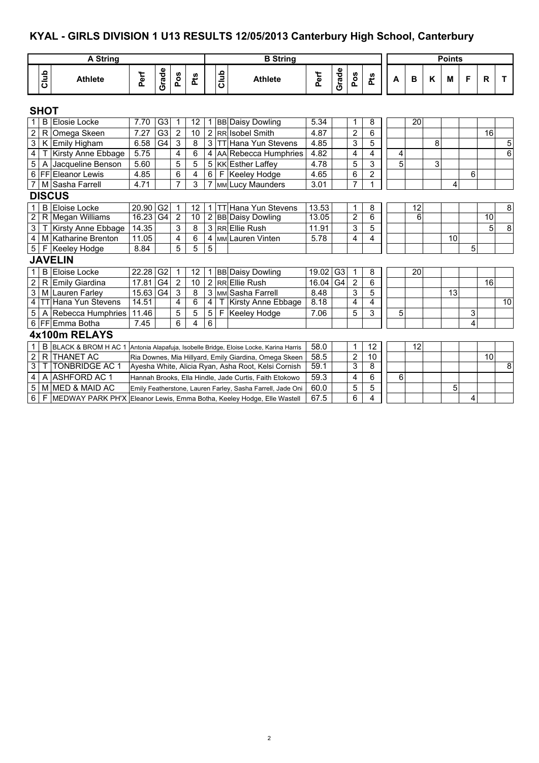## KYAL - GIRLS DIVISION 1 U13 RESULTS 12/05/2013 Canterbury High School, Canterbury

| | A String | | | | | | | B String | | | | | | Points | | | | | | |
|---|---|---|---|---|---|---|---|---|---|---|---|---|---|---|---|---|---|---|---|---|
| | Club | Athlete | Perf | Grade | Pos | Pts | | Club | Athlete | Perf | Grade | Pos | Pts | A | B | K | M | F | R | T |
| **SHOT** | | | | | | | | | | | | | | | | | | | | |
| 1 | B | Elosie Locke | 7.70 | G3 | 1 | 12 | 1 | BB | Daisy Dowling | 5.34 | | 1 | 8 | | 20 | | | | | |
| 2 | R | Omega Skeen | 7.27 | G3 | 2 | 10 | 2 | RR | Isobel Smith | 4.87 | | 2 | 6 | | | | | | 16 | |
| 3 | K | Emily Higham | 6.58 | G4 | 3 | 8 | 3 | TT | Hana Yun Stevens | 4.85 | | 3 | 5 | | | 8 | | | | 5 |
| 4 | T | Kirsty Anne Ebbage | 5.75 | | 4 | 6 | 4 | AA | Rebecca Humphries | 4.82 | | 4 | 4 | 4 | | | | | | 6 |
| 5 | A | Jacqueline Benson | 5.60 | | 5 | 5 | 5 | KK | Esther Laffey | 4.78 | | 5 | 3 | 5 | | 3 | | | | |
| 6 | FF | Eleanor Lewis | 4.85 | | 6 | 4 | 6 | F | Keeley Hodge | 4.65 | | 6 | 2 | | | | | 6 | | |
| 7 | M | Sasha Farrell | 4.71 | | 7 | 3 | 7 | MM | Lucy Maunders | 3.01 | | 7 | 1 | | | | 4 | | | |
| **DISCUS** | | | | | | | | | | | | | | | | | | | | |
| 1 | B | Eloise Locke | 20.90 | G2 | 1 | 12 | 1 | TT | Hana Yun Stevens | 13.53 | | 1 | 8 | | 12 | | | | | 8 |
| 2 | R | Megan Williams | 16.23 | G4 | 2 | 10 | 2 | BB | Daisy Dowling | 13.05 | | 2 | 6 | | 6 | | | | 10 | |
| 3 | T | Kirsty Anne Ebbage | 14.35 | | 3 | 8 | 3 | RR | Ellie Rush | 11.91 | | 3 | 5 | | | | | | 5 | 8 |
| 4 | M | Katharine Brenton | 11.05 | | 4 | 6 | 4 | MM | Lauren Vinten | 5.78 | | 4 | 4 | | | | 10 | | | |
| 5 | F | Keeley Hodge | 8.84 | | 5 | 5 | 5 | | | | | | | | | | | 5 | | |
| **JAVELIN** | | | | | | | | | | | | | | | | | | | | |
| 1 | B | Eloise Locke | 22.28 | G2 | 1 | 12 | 1 | BB | Daisy Dowling | 19.02 | G3 | 1 | 8 | | 20 | | | | | |
| 2 | R | Emily Giardina | 17.81 | G4 | 2 | 10 | 2 | RR | Ellie Rush | 16.04 | G4 | 2 | 6 | | | | | | 16 | |
| 3 | M | Lauren Farley | 15.63 | G4 | 3 | 8 | 3 | MM | Sasha Farrell | 8.48 | | 3 | 5 | | | | 13 | | | |
| 4 | TT | Hana Yun Stevens | 14.51 | | 4 | 6 | 4 | T | Kirsty Anne Ebbage | 8.18 | | 4 | 4 | | | | | | | 10 |
| 5 | A | Rebecca Humphries | 11.46 | | 5 | 5 | 5 | F | Keeley Hodge | 7.06 | | 5 | 3 | 5 | | | | 3 | | |
| 6 | FF | Emma Botha | 7.45 | | 6 | 4 | 6 | | | | | | | | | | | 4 | | |
| **4x100m RELAYS** | | | | | | | | | | | | | | | | | | | | |
| 1 | B | BLACK & BROM H AC 1 | | | | | | | Antonia Alapafuja, Isobelle Bridge, Eloise Locke, Karina Harris | 58.0 | | 1 | 12 | | 12 | | | | | |
| 2 | R | THANET AC | | | | | | | Ria Downes, Mia Hillyard, Emily Giardina, Omega Skeen | 58.5 | | 2 | 10 | | | | | | 10 | |
| 3 | T | TONBRIDGE AC 1 | | | | | | | Ayesha White, Alicia Ryan, Asha Root, Kelsi Cornish | 59.1 | | 3 | 8 | | | | | | | 8 |
| 4 | A | ASHFORD AC 1 | | | | | | | Hannah Brooks, Ella Hindle, Jade Curtis, Faith Etokowo | 59.3 | | 4 | 6 | 6 | | | | | | |
| 5 | M | MED & MAID AC | | | | | | | Emily Featherstone, Lauren Farley, Sasha Farrell, Jade Oni | 60.0 | | 5 | 5 | | | | 5 | | | |
| 6 | F | MEDWAY PARK PH'X | | | | | | | Eleanor Lewis, Emma Botha, Keeley Hodge, Elle Wastell | 67.5 | | 6 | 4 | | | | | 4 | | |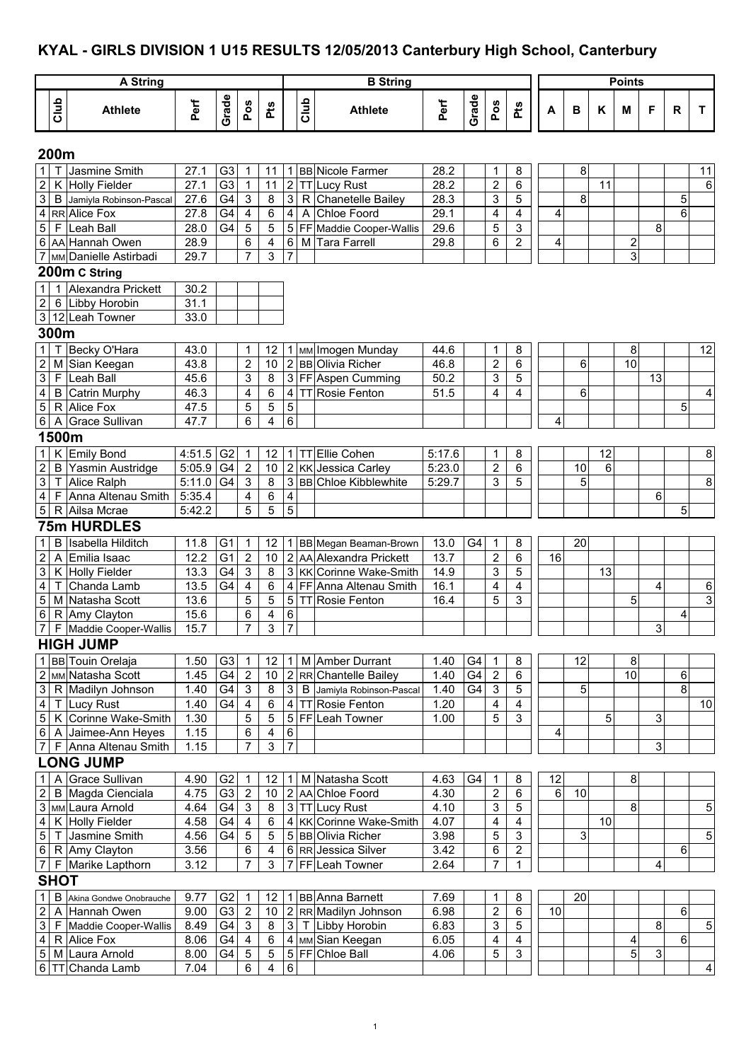# KYAL - GIRLS DIVISION 1 U15 RESULTS 12/05/2013 Canterbury High School, Canterbury

## 200m

| | A String Club | Athlete | Perf | Grade | Pos | Pts | | B String Club | Athlete | Perf | Grade | Pos | Pts | A | B | K | M | F | R | T |
|---|---|---|---|---|---|---|---|---|---|---|---|---|---|---|---|---|---|---|---|---|
| 1 | T | Jasmine Smith | 27.1 | G3 | 1 | 11 | 1 | BB | Nicole Farmer | 28.2 | | 1 | 8 | | 8 | | | | | 11 |
| 2 | K | Holly Fielder | 27.1 | G3 | 1 | 11 | 2 | TT | Lucy Rust | 28.2 | | 2 | 6 | | | 11 | | | | 6 |
| 3 | B | Jamiyla Robinson-Pascal | 27.6 | G4 | 3 | 8 | 3 | R | Chanetelle Bailey | 28.3 | | 3 | 5 | | 8 | | | | 5 | |
| 4 | RR | Alice Fox | 27.8 | G4 | 4 | 6 | 4 | A | Chloe Foord | 29.1 | | 4 | 4 | 4 | | | | | 6 | |
| 5 | F | Leah Ball | 28.0 | G4 | 5 | 5 | 5 | FF | Maddie Cooper-Wallis | 29.6 | | 5 | 3 | | | | | 8 | | |
| 6 | AA | Hannah Owen | 28.9 | | 6 | 4 | 6 | M | Tara Farrell | 29.8 | | 6 | 2 | 4 | | | 2 | | | |
| 7 | MM | Danielle Astirbadi | 29.7 | | 7 | 3 | 7 | | | | | | | | | | 3 | | | |

## 200m C String

| | Club | Athlete | Perf |
|---|---|---|---|
| 1 | 1 | Alexandra Prickett | 30.2 |
| 2 | 6 | Libby Horobin | 31.1 |
| 3 | 12 | Leah Towner | 33.0 |

## 300m

| | A String Club | Athlete | Perf | Grade | Pos | Pts | | B String Club | Athlete | Perf | Grade | Pos | Pts | A | B | K | M | F | R | T |
|---|---|---|---|---|---|---|---|---|---|---|---|---|---|---|---|---|---|---|---|---|
| 1 | T | Becky O'Hara | 43.0 | | 1 | 12 | 1 | MM | Imogen Munday | 44.6 | | 1 | 8 | | | | 8 | | | 12 |
| 2 | M | Sian Keegan | 43.8 | | 2 | 10 | 2 | BB | Olivia Richer | 46.8 | | 2 | 6 | | 6 | | 10 | | | |
| 3 | F | Leah Ball | 45.6 | | 3 | 8 | 3 | FF | Aspen Cumming | 50.2 | | 3 | 5 | | | | | 13 | | |
| 4 | B | Catrin Murphy | 46.3 | | 4 | 6 | 4 | TT | Rosie Fenton | 51.5 | | 4 | 4 | | 6 | | | | | 4 |
| 5 | R | Alice Fox | 47.5 | | 5 | 5 | 5 | | | | | | | | | | | | 5 | |
| 6 | A | Grace Sullivan | 47.7 | | 6 | 4 | 6 | | | | | | | 4 | | | | | | |

## 1500m

| | A String Club | Athlete | Perf | Grade | Pos | Pts | | B String Club | Athlete | Perf | Grade | Pos | Pts | A | B | K | M | F | R | T |
|---|---|---|---|---|---|---|---|---|---|---|---|---|---|---|---|---|---|---|---|---|
| 1 | K | Emily Bond | 4:51.5 | G2 | 1 | 12 | 1 | TT | Ellie Cohen | 5:17.6 | | 1 | 8 | | | 12 | | | | 8 |
| 2 | B | Yasmin Austridge | 5:05.9 | G4 | 2 | 10 | 2 | KK | Jessica Carley | 5:23.0 | | 2 | 6 | | 10 | 6 | | | | |
| 3 | T | Alice Ralph | 5:11.0 | G4 | 3 | 8 | 3 | BB | Chloe Kibblewhite | 5:29.7 | | 3 | 5 | | 5 | | | | | 8 |
| 4 | F | Anna Altenau Smith | 5:35.4 | | 4 | 6 | 4 | | | | | | | | | | | 6 | | |
| 5 | R | Ailsa Mcrae | 5:42.2 | | 5 | 5 | 5 | | | | | | | | | | | | 5 | |

## 75m HURDLES

| | A String Club | Athlete | Perf | Grade | Pos | Pts | | B String Club | Athlete | Perf | Grade | Pos | Pts | A | B | K | M | F | R | T |
|---|---|---|---|---|---|---|---|---|---|---|---|---|---|---|---|---|---|---|---|---|
| 1 | B | Isabella Hilditch | 11.8 | G1 | 1 | 12 | 1 | BB | Megan Beaman-Brown | 13.0 | G4 | 1 | 8 | | 20 | | | | | |
| 2 | A | Emilia Isaac | 12.2 | G1 | 2 | 10 | 2 | AA | Alexandra Prickett | 13.7 | | 2 | 6 | 16 | | | | | | |
| 3 | K | Holly Fielder | 13.3 | G4 | 3 | 8 | 3 | KK | Corinne Wake-Smith | 14.9 | | 3 | 5 | | | 13 | | | | |
| 4 | T | Chanda Lamb | 13.5 | G4 | 4 | 6 | 4 | FF | Anna Altenau Smith | 16.1 | | 4 | 4 | | | | | 4 | | 6 |
| 5 | M | Natasha Scott | 13.6 | | 5 | 5 | 5 | TT | Rosie Fenton | 16.4 | | 5 | 3 | | | | 5 | | | 3 |
| 6 | R | Amy Clayton | 15.6 | | 6 | 4 | 6 | | | | | | | | | | | | 4 | |
| 7 | F | Maddie Cooper-Wallis | 15.7 | | 7 | 3 | 7 | | | | | | | | | | | 3 | | |

## HIGH JUMP

| | A String Club | Athlete | Perf | Grade | Pos | Pts | | B String Club | Athlete | Perf | Grade | Pos | Pts | A | B | K | M | F | R | T |
|---|---|---|---|---|---|---|---|---|---|---|---|---|---|---|---|---|---|---|---|---|
| 1 | BB | Touin Orelaja | 1.50 | G3 | 1 | 12 | 1 | M | Amber Durrant | 1.40 | G4 | 1 | 8 | | 12 | | 8 | | | |
| 2 | MM | Natasha Scott | 1.45 | G4 | 2 | 10 | 2 | RR | Chantelle Bailey | 1.40 | G4 | 2 | 6 | | | | 10 | | 6 | |
| 3 | R | Madilyn Johnson | 1.40 | G4 | 3 | 8 | 3 | B | Jamiyla Robinson-Pascal | 1.40 | G4 | 3 | 5 | | 5 | | | | 8 | |
| 4 | T | Lucy Rust | 1.40 | G4 | 4 | 6 | 4 | TT | Rosie Fenton | 1.20 | | 4 | 4 | | | | | | | 10 |
| 5 | K | Corinne Wake-Smith | 1.30 | | 5 | 5 | 5 | FF | Leah Towner | 1.00 | | 5 | 3 | | | 5 | | 3 | | |
| 6 | A | Jaimee-Ann Heyes | 1.15 | | 6 | 4 | 6 | | | | | | | 4 | | | | | | |
| 7 | F | Anna Altenau Smith | 1.15 | | 7 | 3 | 7 | | | | | | | | | | | 3 | | |

## LONG JUMP

| | A String Club | Athlete | Perf | Grade | Pos | Pts | | B String Club | Athlete | Perf | Grade | Pos | Pts | A | B | K | M | F | R | T |
|---|---|---|---|---|---|---|---|---|---|---|---|---|---|---|---|---|---|---|---|---|
| 1 | A | Grace Sullivan | 4.90 | G2 | 1 | 12 | 1 | M | Natasha Scott | 4.63 | G4 | 1 | 8 | 12 | | | 8 | | | |
| 2 | B | Magda Cienciala | 4.75 | G3 | 2 | 10 | 2 | AA | Chloe Foord | 4.30 | | 2 | 6 | 6 | 10 | | | | | |
| 3 | MM | Laura Arnold | 4.64 | G4 | 3 | 8 | 3 | TT | Lucy Rust | 4.10 | | 3 | 5 | | | | 8 | | | 5 |
| 4 | K | Holly Fielder | 4.58 | G4 | 4 | 6 | 4 | KK | Corinne Wake-Smith | 4.07 | | 4 | 4 | | | 10 | | | | |
| 5 | T | Jasmine Smith | 4.56 | G4 | 5 | 5 | 5 | BB | Olivia Richer | 3.98 | | 5 | 3 | | 3 | | | | | 5 |
| 6 | R | Amy Clayton | 3.56 | | 6 | 4 | 6 | RR | Jessica Silver | 3.42 | | 6 | 2 | | | | | | 6 | |
| 7 | F | Marike Lapthorn | 3.12 | | 7 | 3 | 7 | FF | Leah Towner | 2.64 | | 7 | 1 | | | | | 4 | | |

## SHOT

| | A String Club | Athlete | Perf | Grade | Pos | Pts | | B String Club | Athlete | Perf | Grade | Pos | Pts | A | B | K | M | F | R | T |
|---|---|---|---|---|---|---|---|---|---|---|---|---|---|---|---|---|---|---|---|---|
| 1 | B | Akina Gondwe Onobrauche | 9.77 | G2 | 1 | 12 | 1 | BB | Anna Barnett | 7.69 | | 1 | 8 | | 20 | | | | | |
| 2 | A | Hannah Owen | 9.00 | G3 | 2 | 10 | 2 | RR | Madilyn Johnson | 6.98 | | 2 | 6 | 10 | | | | | 6 | |
| 3 | F | Maddie Cooper-Wallis | 8.49 | G4 | 3 | 8 | 3 | T | Libby Horobin | 6.83 | | 3 | 5 | | | | | 8 | | 5 |
| 4 | R | Alice Fox | 8.06 | G4 | 4 | 6 | 4 | MM | Sian Keegan | 6.05 | | 4 | 4 | | | | 4 | | 6 | |
| 5 | M | Laura Arnold | 8.00 | G4 | 5 | 5 | 5 | FF | Chloe Ball | 4.06 | | 5 | 3 | | | | 5 | 3 | | |
| 6 | TT | Chanda Lamb | 7.04 | | 6 | 4 | 6 | | | | | | | | | | | | | 4 |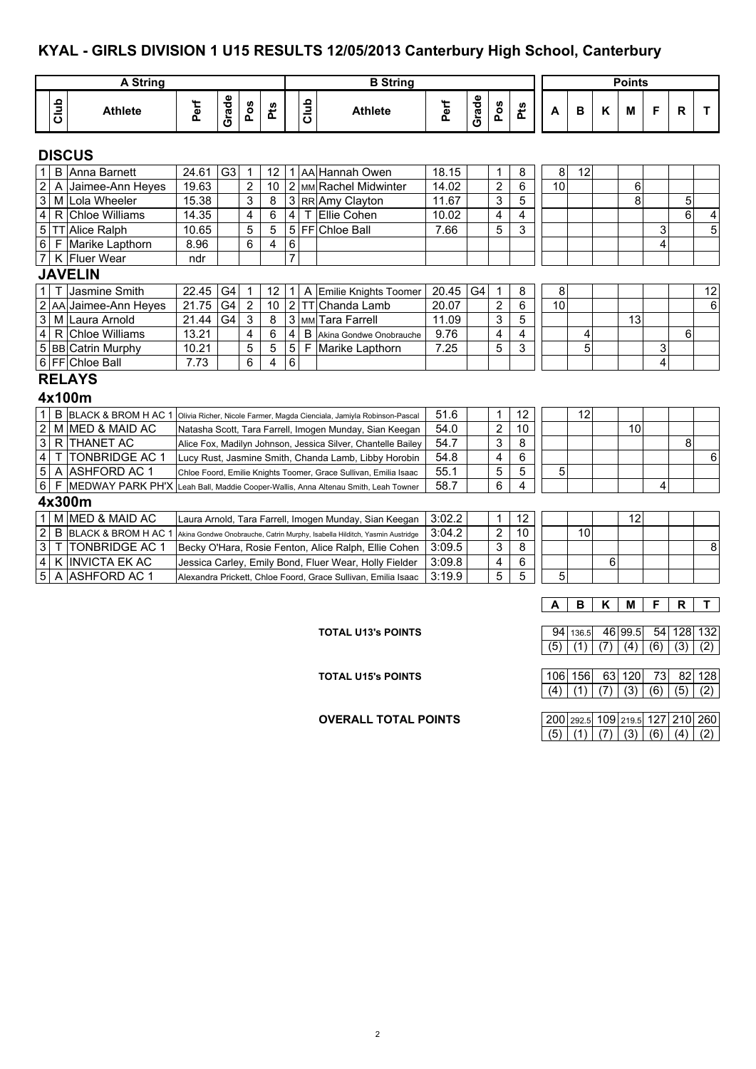## KYAL - GIRLS DIVISION 1 U15 RESULTS 12/05/2013 Canterbury High School, Canterbury

| | A String | | | | | | | B String | | | | | | Points | | | | | | |
|---|---|---|---|---|---|---|---|---|---|---|---|---|---|---|---|---|---|---|---|---|
| | Club | Athlete | Perf | Grade | Pos | Pts | | Club | Athlete | Perf | Grade | Pos | Pts | A | B | K | M | F | R | T |
| **DISCUS** | | | | | | | | | | | | | | | | | | | | |
| 1 | B | Anna Barnett | 24.61 | G3 | 1 | 12 | 1 | AA | Hannah Owen | 18.15 | | 1 | 8 | 8 | 12 | | | | | |
| 2 | A | Jaimee-Ann Heyes | 19.63 | | 2 | 10 | 2 | MM | Rachel Midwinter | 14.02 | | 2 | 6 | 10 | | | 6 | | | |
| 3 | M | Lola Wheeler | 15.38 | | 3 | 8 | 3 | RR | Amy Clayton | 11.67 | | 3 | 5 | | | | 8 | | 5 | |
| 4 | R | Chloe Williams | 14.35 | | 4 | 6 | 4 | T | Ellie Cohen | 10.02 | | 4 | 4 | | | | | | 6 | 4 |
| 5 | TT | Alice Ralph | 10.65 | | 5 | 5 | 5 | FF | Chloe Ball | 7.66 | | 5 | 3 | | | | | 3 | | 5 |
| 6 | F | Marike Lapthorn | 8.96 | | 6 | 4 | 6 | | | | | | | | | | | 4 | | |
| 7 | K | Fluer Wear | ndr | | | | 7 | | | | | | | | | | | | | |
| **JAVELIN** | | | | | | | | | | | | | | | | | | | | |
| 1 | T | Jasmine Smith | 22.45 | G4 | 1 | 12 | 1 | A | Emilie Knights Toomer | 20.45 | G4 | 1 | 8 | 8 | | | | | | 12 |
| 2 | AA | Jaimee-Ann Heyes | 21.75 | G4 | 2 | 10 | 2 | TT | Chanda Lamb | 20.07 | | 2 | 6 | 10 | | | | | | 6 |
| 3 | M | Laura Arnold | 21.44 | G4 | 3 | 8 | 3 | MM | Tara Farrell | 11.09 | | 3 | 5 | | | | 13 | | | |
| 4 | R | Chloe Williams | 13.21 | | 4 | 6 | 4 | B | Akina Gondwe Onobrauche | 9.76 | | 4 | 4 | | 4 | | | | 6 | |
| 5 | BB | Catrin Murphy | 10.21 | | 5 | 5 | 5 | F | Marike Lapthorn | 7.25 | | 5 | 3 | | 5 | | | 3 | | |
| 6 | FF | Chloe Ball | 7.73 | | 6 | 4 | 6 | | | | | | | | | | | 4 | | |
| **RELAYS** | | | | | | | | | | | | | | | | | | | | |
| **4x100m** | | | | | | | | | | | | | | | | | | | | |
| 1 | B | BLACK & BROM H AC 1 | | | | | | | Olivia Richer, Nicole Farmer, Magda Cienciala, Jamiyla Robinson-Pascal | 51.6 | | 1 | 12 | | 12 | | | | | |
| 2 | M | MED & MAID AC | | | | | | | Natasha Scott, Tara Farrell, Imogen Munday, Sian Keegan | 54.0 | | 2 | 10 | | | | 10 | | | |
| 3 | R | THANET AC | | | | | | | Alice Fox, Madilyn Johnson, Jessica Silver, Chantelle Bailey | 54.7 | | 3 | 8 | | | | | | 8 | |
| 4 | T | TONBRIDGE AC 1 | | | | | | | Lucy Rust, Jasmine Smith, Chanda Lamb, Libby Horobin | 54.8 | | 4 | 6 | | | | | | | 6 |
| 5 | A | ASHFORD AC 1 | | | | | | | Chloe Foord, Emilie Knights Toomer, Grace Sullivan, Emilia Isaac | 55.1 | | 5 | 5 | 5 | | | | | | |
| 6 | F | MEDWAY PARK PH'X | | | | | | | Leah Ball, Maddie Cooper-Wallis, Anna Altenau Smith, Leah Towner | 58.7 | | 6 | 4 | | | | | 4 | | |
| **4x300m** | | | | | | | | | | | | | | | | | | | | |
| 1 | M | MED & MAID AC | | | | | | | Laura Arnold, Tara Farrell, Imogen Munday, Sian Keegan | 3:02.2 | | 1 | 12 | | | | 12 | | | |
| 2 | B | BLACK & BROM H AC 1 | | | | | | | Akina Gondwe Onobrauche, Catrin Murphy, Isabella Hilditch, Yasmin Austridge | 3:04.2 | | 2 | 10 | | 10 | | | | | |
| 3 | T | TONBRIDGE AC 1 | | | | | | | Becky O'Hara, Rosie Fenton, Alice Ralph, Ellie Cohen | 3:09.5 | | 3 | 8 | | | | | | | 8 |
| 4 | K | INVICTA EK AC | | | | | | | Jessica Carley, Emily Bond, Fluer Wear, Holly Fielder | 3:09.8 | | 4 | 6 | | | 6 | | | | |
| 5 | A | ASHFORD AC 1 | | | | | | | Alexandra Prickett, Chloe Foord, Grace Sullivan, Emilia Isaac | 3:19.9 | | 5 | 5 | 5 | | | | | | |

| | A | B | K | M | F | R | T |
|---|---|---|---|---|---|---|---|
| **TOTAL U13's POINTS** | 94 | 136.5 | 46 | 99.5 | 54 | 128 | 132 |
| | (5) | (1) | (7) | (4) | (6) | (3) | (2) |
| **TOTAL U15's POINTS** | 106 | 156 | 63 | 120 | 73 | 82 | 128 |
| | (4) | (1) | (7) | (3) | (6) | (5) | (2) |
| **OVERALL TOTAL POINTS** | 200 | 292.5 | 109 | 219.5 | 127 | 210 | 260 |
| | (5) | (1) | (7) | (3) | (6) | (4) | (2) |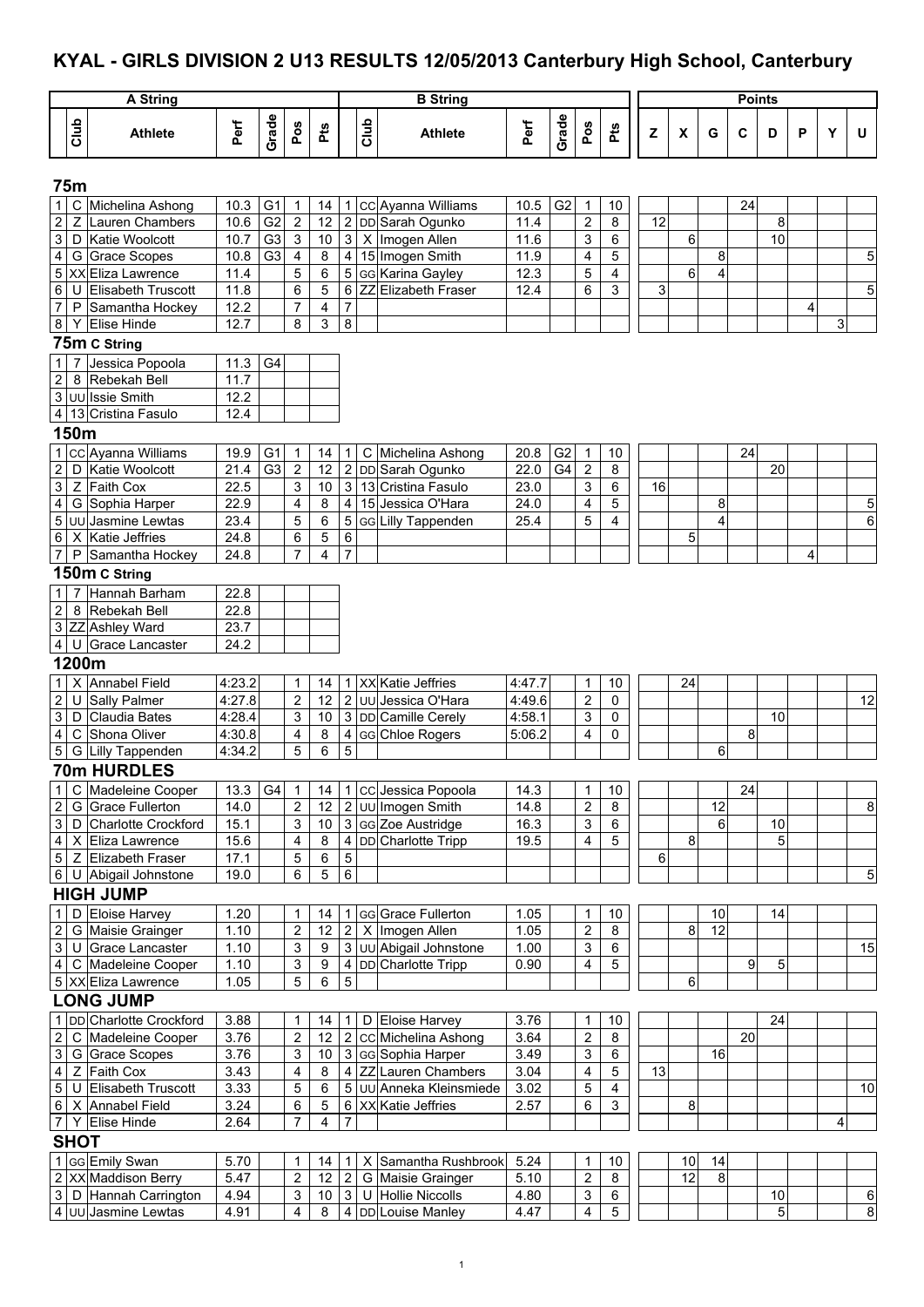# KYAL - GIRLS DIVISION 2 U13 RESULTS 12/05/2013 Canterbury High School, Canterbury

## 75m

| A String | | | | | | | B String | | | | | | | Points | | | | | | | |
|---|---|---|---|---|---|---|---|---|---|---|---|---|---|---|---|---|---|---|---|---|---|
| | Club | Athlete | Perf | Grade | Pos | Pts | | Club | Athlete | Perf | Grade | Pos | Pts | Z | X | G | C | D | P | Y | U |
| 1 | C | Michelina Ashong | 10.3 | G1 | 1 | 14 | 1 | CC | Ayanna Williams | 10.5 | G2 | 1 | 10 | | | | 24 | | | | |
| 2 | Z | Lauren Chambers | 10.6 | G2 | 2 | 12 | 2 | DD | Sarah Ogunko | 11.4 | | 2 | 8 | 12 | | | | 8 | | | |
| 3 | D | Katie Woolcott | 10.7 | G3 | 3 | 10 | 3 | X | Imogen Allen | 11.6 | | 3 | 6 | | 6 | | | 10 | | | |
| 4 | G | Grace Scopes | 10.8 | G3 | 4 | 8 | 4 | 15 | Imogen Smith | 11.9 | | 4 | 5 | | | 8 | | | | | 5 |
| 5 | XX | Eliza Lawrence | 11.4 | | 5 | 6 | 5 | GG | Karina Gayley | 12.3 | | 5 | 4 | | 6 | 4 | | | | | |
| 6 | U | Elisabeth Truscott | 11.8 | | 6 | 5 | 6 | ZZ | Elizabeth Fraser | 12.4 | | 6 | 3 | 3 | | | | | | | 5 |
| 7 | P | Samantha Hockey | 12.2 | | 7 | 4 | 7 | | | | | | | | | | | | 4 | | |
| 8 | Y | Elise Hinde | 12.7 | | 8 | 3 | 8 | | | | | | | | | | | | | 3 | |

## 75m C String

| | Club | Athlete | Perf | Grade |
|---|---|---|---|---|
| 1 | 7 | Jessica Popoola | 11.3 | G4 |
| 2 | 8 | Rebekah Bell | 11.7 | |
| 3 | UU | Issie Smith | 12.2 | |
| 4 | 13 | Cristina Fasulo | 12.4 | |

## 150m

| | Club | Athlete | Perf | Grade | Pos | Pts | | Club | Athlete | Perf | Grade | Pos | Pts | Z | X | G | C | D | P | Y | U |
|---|---|---|---|---|---|---|---|---|---|---|---|---|---|---|---|---|---|---|---|---|---|
| 1 | CC | Ayanna Williams | 19.9 | G1 | 1 | 14 | 1 | C | Michelina Ashong | 20.8 | G2 | 1 | 10 | | | | 24 | | | | |
| 2 | D | Katie Woolcott | 21.4 | G3 | 2 | 12 | 2 | DD | Sarah Ogunko | 22.0 | G4 | 2 | 8 | | | | | 20 | | | |
| 3 | Z | Faith Cox | 22.5 | | 3 | 10 | 3 | 13 | Cristina Fasulo | 23.0 | | 3 | 6 | 16 | | | | | | | |
| 4 | G | Sophia Harper | 22.9 | | 4 | 8 | 4 | 15 | Jessica O'Hara | 24.0 | | 4 | 5 | | | 8 | | | | | 5 |
| 5 | UU | Jasmine Lewtas | 23.4 | | 5 | 6 | 5 | GG | Lilly Tappenden | 25.4 | | 5 | 4 | | | 4 | | | | | 6 |
| 6 | X | Katie Jeffries | 24.8 | | 6 | 5 | 6 | | | | | | | | 5 | | | | | | |
| 7 | P | Samantha Hockey | 24.8 | | 7 | 4 | 7 | | | | | | | | | | | | 4 | | |

## 150m C String

| | Club | Athlete | Perf |
|---|---|---|---|
| 1 | 7 | Hannah Barham | 22.8 |
| 2 | 8 | Rebekah Bell | 22.8 |
| 3 | ZZ | Ashley Ward | 23.7 |
| 4 | U | Grace Lancaster | 24.2 |

## 1200m

| | Club | Athlete | Perf | Grade | Pos | Pts | | Club | Athlete | Perf | Grade | Pos | Pts | Z | X | G | C | D | P | Y | U |
|---|---|---|---|---|---|---|---|---|---|---|---|---|---|---|---|---|---|---|---|---|---|
| 1 | X | Annabel Field | 4:23.2 | | 1 | 14 | 1 | XX | Katie Jeffries | 4:47.7 | | 1 | 10 | | 24 | | | | | | |
| 2 | U | Sally Palmer | 4:27.8 | | 2 | 12 | 2 | UU | Jessica O'Hara | 4:49.6 | | 2 | 0 | | | | | | | | 12 |
| 3 | D | Claudia Bates | 4:28.4 | | 3 | 10 | 3 | DD | Camille Cerely | 4:58.1 | | 3 | 0 | | | | | 10 | | | |
| 4 | C | Shona Oliver | 4:30.8 | | 4 | 8 | 4 | GG | Chloe Rogers | 5:06.2 | | 4 | 0 | | | | 8 | | | | |
| 5 | G | Lilly Tappenden | 4:34.2 | | 5 | 6 | 5 | | | | | | | | | 6 | | | | | |

## 70m HURDLES

| | Club | Athlete | Perf | Grade | Pos | Pts | | Club | Athlete | Perf | Grade | Pos | Pts | Z | X | G | C | D | P | Y | U |
|---|---|---|---|---|---|---|---|---|---|---|---|---|---|---|---|---|---|---|---|---|---|
| 1 | C | Madeleine Cooper | 13.3 | G4 | 1 | 14 | 1 | CC | Jessica Popoola | 14.3 | | 1 | 10 | | | | 24 | | | | |
| 2 | G | Grace Fullerton | 14.0 | | 2 | 12 | 2 | UU | Imogen Smith | 14.8 | | 2 | 8 | | | 12 | | | | | 8 |
| 3 | D | Charlotte Crockford | 15.1 | | 3 | 10 | 3 | GG | Zoe Austridge | 16.3 | | 3 | 6 | | | 6 | | 10 | | | |
| 4 | X | Eliza Lawrence | 15.6 | | 4 | 8 | 4 | DD | Charlotte Tripp | 19.5 | | 4 | 5 | | 8 | | | 5 | | | |
| 5 | Z | Elizabeth Fraser | 17.1 | | 5 | 6 | 5 | | | | | | | 6 | | | | | | | |
| 6 | U | Abigail Johnstone | 19.0 | | 6 | 5 | 6 | | | | | | | | | | | | | | 5 |

## HIGH JUMP

| | Club | Athlete | Perf | Grade | Pos | Pts | | Club | Athlete | Perf | Grade | Pos | Pts | Z | X | G | C | D | P | Y | U |
|---|---|---|---|---|---|---|---|---|---|---|---|---|---|---|---|---|---|---|---|---|---|
| 1 | D | Eloise Harvey | 1.20 | | 1 | 14 | 1 | GG | Grace Fullerton | 1.05 | | 1 | 10 | | | 10 | | 14 | | | |
| 2 | G | Maisie Grainger | 1.10 | | 2 | 12 | 2 | X | Imogen Allen | 1.05 | | 2 | 8 | | 8 | 12 | | | | | |
| 3 | U | Grace Lancaster | 1.10 | | 3 | 9 | 3 | UU | Abigail Johnstone | 1.00 | | 3 | 6 | | | | | | | | 15 |
| 4 | C | Madeleine Cooper | 1.10 | | 3 | 9 | 4 | DD | Charlotte Tripp | 0.90 | | 4 | 5 | | | | 9 | 5 | | | |
| 5 | XX | Eliza Lawrence | 1.05 | | 5 | 6 | 5 | | | | | | | | 6 | | | | | | |

## LONG JUMP

| | Club | Athlete | Perf | Grade | Pos | Pts | | Club | Athlete | Perf | Grade | Pos | Pts | Z | X | G | C | D | P | Y | U |
|---|---|---|---|---|---|---|---|---|---|---|---|---|---|---|---|---|---|---|---|---|---|
| 1 | DD | Charlotte Crockford | 3.88 | | 1 | 14 | 1 | D | Eloise Harvey | 3.76 | | 1 | 10 | | | | | 24 | | | |
| 2 | C | Madeleine Cooper | 3.76 | | 2 | 12 | 2 | CC | Michelina Ashong | 3.64 | | 2 | 8 | | | | 20 | | | | |
| 3 | G | Grace Scopes | 3.76 | | 3 | 10 | 3 | GG | Sophia Harper | 3.49 | | 3 | 6 | | | 16 | | | | | |
| 4 | Z | Faith Cox | 3.43 | | 4 | 8 | 4 | ZZ | Lauren Chambers | 3.04 | | 4 | 5 | 13 | | | | | | | |
| 5 | U | Elisabeth Truscott | 3.33 | | 5 | 6 | 5 | UU | Anneka Kleinsmiede | 3.02 | | 5 | 4 | | | | | | | | 10 |
| 6 | X | Annabel Field | 3.24 | | 6 | 5 | 6 | XX | Katie Jeffries | 2.57 | | 6 | 3 | | 8 | | | | | | |
| 7 | Y | Elise Hinde | 2.64 | | 7 | 4 | 7 | | | | | | | | | | | | | 4 | |

## SHOT

| | Club | Athlete | Perf | Grade | Pos | Pts | | Club | Athlete | Perf | Grade | Pos | Pts | Z | X | G | C | D | P | Y | U |
|---|---|---|---|---|---|---|---|---|---|---|---|---|---|---|---|---|---|---|---|---|---|
| 1 | GG | Emily Swan | 5.70 | | 1 | 14 | 1 | X | Samantha Rushbrook | 5.24 | | 1 | 10 | | 10 | 14 | | | | | |
| 2 | XX | Maddison Berry | 5.47 | | 2 | 12 | 2 | G | Maisie Grainger | 5.10 | | 2 | 8 | | 12 | 8 | | | | | |
| 3 | D | Hannah Carrington | 4.94 | | 3 | 10 | 3 | U | Hollie Niccolls | 4.80 | | 3 | 6 | | | | | 10 | | | 6 |
| 4 | UU | Jasmine Lewtas | 4.91 | | 4 | 8 | 4 | DD | Louise Manley | 4.47 | | 4 | 5 | | | | | 5 | | | 8 |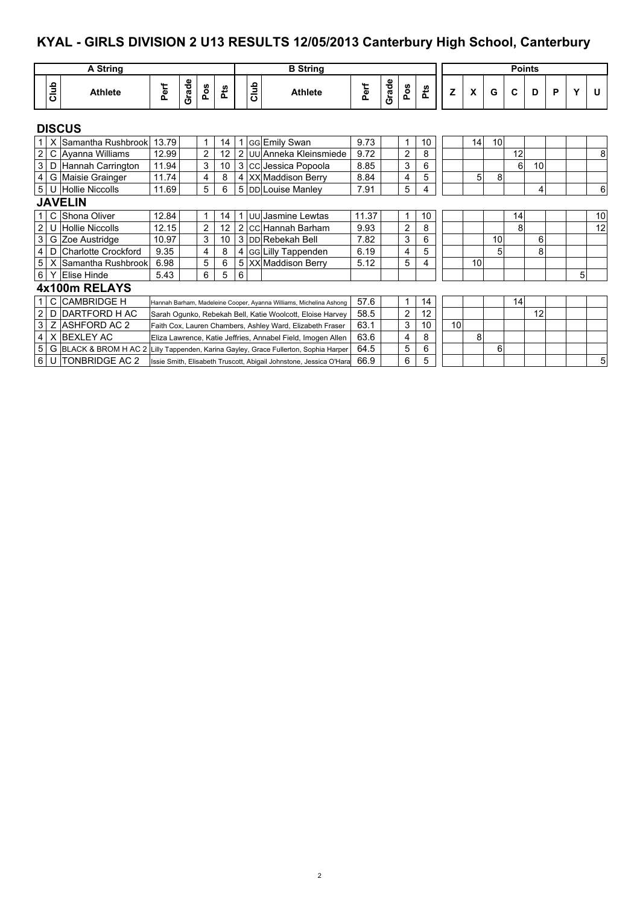# KYAL - GIRLS DIVISION 2 U13 RESULTS 12/05/2013 Canterbury High School, Canterbury

| | A String | | | | | | B String | | | | | | | Points | | | | | | | |
|---|---|---|---|---|---|---|---|---|---|---|---|---|---|---|---|---|---|---|---|---|---|
| | Club | Athlete | Perf | Grade | Pos | Pts | | Club | Athlete | Perf | Grade | Pos | Pts | Z | X | G | C | D | P | Y | U |
| **DISCUS** | | | | | | | | | | | | | | | | | | | | | |
| 1 | X | Samantha Rushbrook | 13.79 | | 1 | 14 | 1 | GG | Emily Swan | 9.73 | | 1 | 10 | | 14 | 10 | | | | | |
| 2 | C | Ayanna Williams | 12.99 | | 2 | 12 | 2 | UU | Anneka Kleinsmiede | 9.72 | | 2 | 8 | | | | 12 | | | | 8 |
| 3 | D | Hannah Carrington | 11.94 | | 3 | 10 | 3 | CC | Jessica Popoola | 8.85 | | 3 | 6 | | | | 6 | 10 | | | |
| 4 | G | Maisie Grainger | 11.74 | | 4 | 8 | 4 | XX | Maddison Berry | 8.84 | | 4 | 5 | | 5 | 8 | | | | | |
| 5 | U | Hollie Niccolls | 11.69 | | 5 | 6 | 5 | DD | Louise Manley | 7.91 | | 5 | 4 | | | | | 4 | | | 6 |
| **JAVELIN** | | | | | | | | | | | | | | | | | | | | | |
| 1 | C | Shona Oliver | 12.84 | | 1 | 14 | 1 | UU | Jasmine Lewtas | 11.37 | | 1 | 10 | | | | 14 | | | | 10 |
| 2 | U | Hollie Niccolls | 12.15 | | 2 | 12 | 2 | CC | Hannah Barham | 9.93 | | 2 | 8 | | | | 8 | | | | 12 |
| 3 | G | Zoe Austridge | 10.97 | | 3 | 10 | 3 | DD | Rebekah Bell | 7.82 | | 3 | 6 | | | 10 | | 6 | | | |
| 4 | D | Charlotte Crockford | 9.35 | | 4 | 8 | 4 | GG | Lilly Tappenden | 6.19 | | 4 | 5 | | | 5 | | 8 | | | |
| 5 | X | Samantha Rushbrook | 6.98 | | 5 | 6 | 5 | XX | Maddison Berry | 5.12 | | 5 | 4 | | 10 | | | | | | |
| 6 | Y | Elise Hinde | 5.43 | | 6 | 5 | 6 | | | | | | | | | | | | | 5 | |
| **4x100m RELAYS** | | | | | | | | | | | | | | | | | | | | | |
| 1 | C | CAMBRIDGE H | Hannah Barham, Madeleine Cooper, Ayanna Williams, Michelina Ashong | | | | | | | 57.6 | | 1 | 14 | | | | 14 | | | | |
| 2 | D | DARTFORD H AC | Sarah Ogunko, Rebekah Bell, Katie Woolcott, Eloise Harvey | | | | | | | 58.5 | | 2 | 12 | | | | | 12 | | | |
| 3 | Z | ASHFORD AC 2 | Faith Cox, Lauren Chambers, Ashley Ward, Elizabeth Fraser | | | | | | | 63.1 | | 3 | 10 | 10 | | | | | | | |
| 4 | X | BEXLEY AC | Eliza Lawrence, Katie Jeffries, Annabel Field, Imogen Allen | | | | | | | 63.6 | | 4 | 8 | | 8 | | | | | | |
| 5 | G | BLACK & BROM H AC 2 | Lilly Tappenden, Karina Gayley, Grace Fullerton, Sophia Harper | | | | | | | 64.5 | | 5 | 6 | | | 6 | | | | | |
| 6 | U | TONBRIDGE AC 2 | Issie Smith, Elisabeth Truscott, Abigail Johnstone, Jessica O'Hara | | | | | | | 66.9 | | 6 | 5 | | | | | | | | 5 |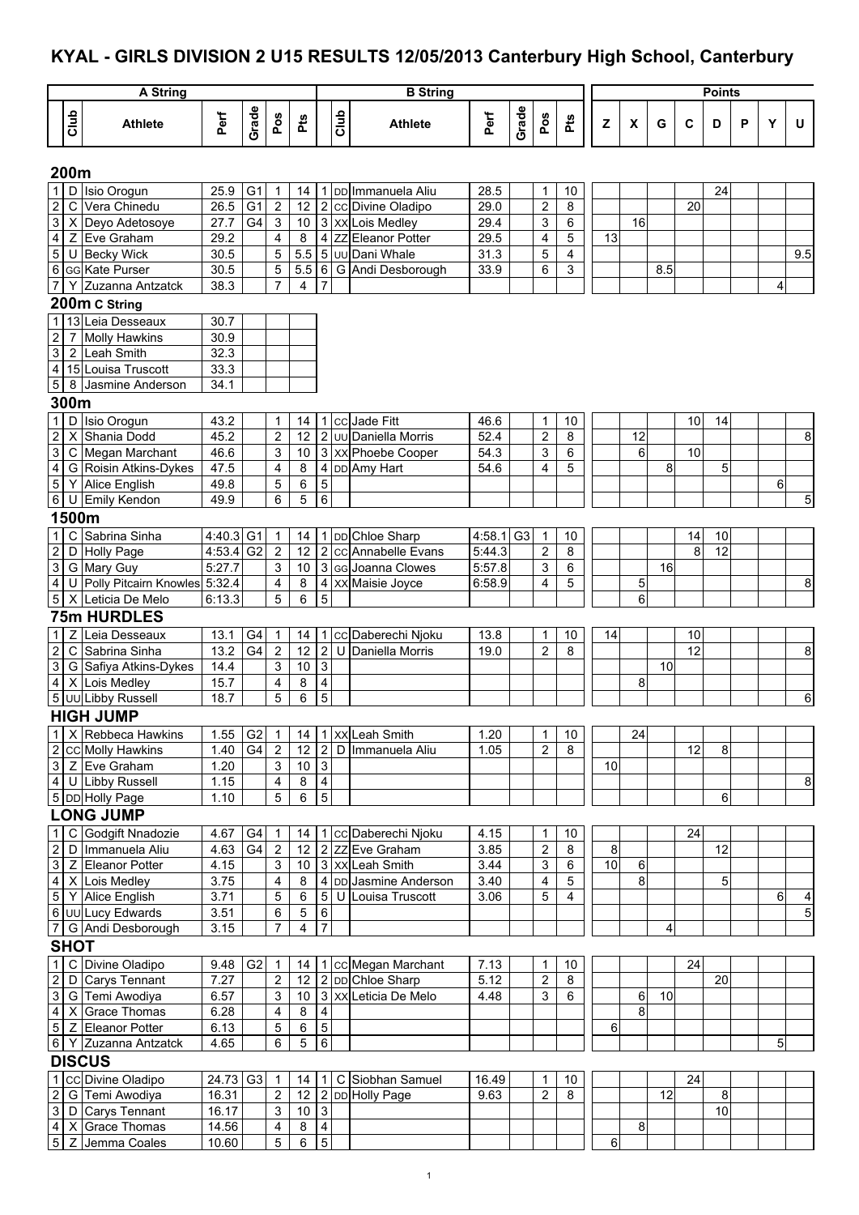# KYAL - GIRLS DIVISION 2 U15 RESULTS 12/05/2013 Canterbury High School, Canterbury

| A String | | | | | | | B String | | | | | | | Points | | | | | | | |
|---|---|---|---|---|---|---|---|---|---|---|---|---|---|---|---|---|---|---|---|---|---|
| | Club | Athlete | Perf | Grade | Pos | Pts | | Club | Athlete | Perf | Grade | Pos | Pts | Z | X | G | C | D | P | Y | U |
| **200m** | | | | | | | | | | | | | | | | | | | | | |
| 1 | D | Isio Orogun | 25.9 | G1 | 1 | 14 | 1 | DD | Immanuela Aliu | 28.5 | | 1 | 10 | | | | | 24 | | | |
| 2 | C | Vera Chinedu | 26.5 | G1 | 2 | 12 | 2 | CC | Divine Oladipo | 29.0 | | 2 | 8 | | | | 20 | | | | |
| 3 | X | Deyo Adetosoye | 27.7 | G4 | 3 | 10 | 3 | XX | Lois Medley | 29.4 | | 3 | 6 | | 16 | | | | | | |
| 4 | Z | Eve Graham | 29.2 | | 4 | 8 | 4 | ZZ | Eleanor Potter | 29.5 | | 4 | 5 | 13 | | | | | | | |
| 5 | U | Becky Wick | 30.5 | | 5 | 5.5 | 5 | UU | Dani Whale | 31.3 | | 5 | 4 | | | | | | | | 9.5 |
| 6 | GG | Kate Purser | 30.5 | | 5 | 5.5 | 6 | G | Andi Desborough | 33.9 | | 6 | 3 | | | 8.5 | | | | | |
| 7 | Y | Zuzanna Antzatck | 38.3 | | 7 | 4 | 7 | | | | | | | | | | | | | 4 | |
| **200m C String** | | | | | | | | | | | | | | | | | | | | | |
| 1 | 13 | Leia Desseaux | 30.7 | | | | | | | | | | | | | | | | | | |
| 2 | 7 | Molly Hawkins | 30.9 | | | | | | | | | | | | | | | | | | |
| 3 | 2 | Leah Smith | 32.3 | | | | | | | | | | | | | | | | | | |
| 4 | 15 | Louisa Truscott | 33.3 | | | | | | | | | | | | | | | | | | |
| 5 | 8 | Jasmine Anderson | 34.1 | | | | | | | | | | | | | | | | | | |
| **300m** | | | | | | | | | | | | | | | | | | | | | |
| 1 | D | Isio Orogun | 43.2 | | 1 | 14 | 1 | CC | Jade Fitt | 46.6 | | 1 | 10 | | | | 10 | 14 | | | |
| 2 | X | Shania Dodd | 45.2 | | 2 | 12 | 2 | UU | Daniella Morris | 52.4 | | 2 | 8 | | 12 | | | | | | 8 |
| 3 | C | Megan Marchant | 46.6 | | 3 | 10 | 3 | XX | Phoebe Cooper | 54.3 | | 3 | 6 | | 6 | | 10 | | | | |
| 4 | G | Roisin Atkins-Dykes | 47.5 | | 4 | 8 | 4 | DD | Amy Hart | 54.6 | | 4 | 5 | | | 8 | | 5 | | | |
| 5 | Y | Alice English | 49.8 | | 5 | 6 | 5 | | | | | | | | | | | | | 6 | |
| 6 | U | Emily Kendon | 49.9 | | 6 | 5 | 6 | | | | | | | | | | | | | | 5 |
| **1500m** | | | | | | | | | | | | | | | | | | | | | |
| 1 | C | Sabrina Sinha | 4:40.3 | G1 | 1 | 14 | 1 | DD | Chloe Sharp | 4:58.1 | G3 | 1 | 10 | | | | 14 | 10 | | | |
| 2 | D | Holly Page | 4:53.4 | G2 | 2 | 12 | 2 | CC | Annabelle Evans | 5:44.3 | | 2 | 8 | | | | 8 | 12 | | | |
| 3 | G | Mary Guy | 5:27.7 | | 3 | 10 | 3 | GG | Joanna Clowes | 5:57.8 | | 3 | 6 | | | 16 | | | | | |
| 4 | U | Polly Pitcairn Knowles | 5:32.4 | | 4 | 8 | 4 | XX | Maisie Joyce | 6:58.9 | | 4 | 5 | | 5 | | | | | | 8 |
| 5 | X | Leticia De Melo | 6:13.3 | | 5 | 6 | 5 | | | | | | | | 6 | | | | | | |
| **75m HURDLES** | | | | | | | | | | | | | | | | | | | | | |
| 1 | Z | Leia Desseaux | 13.1 | G4 | 1 | 14 | 1 | CC | Daberechi Njoku | 13.8 | | 1 | 10 | 14 | | | 10 | | | | |
| 2 | C | Sabrina Sinha | 13.2 | G4 | 2 | 12 | 2 | U | Daniella Morris | 19.0 | | 2 | 8 | | | | 12 | | | | 8 |
| 3 | G | Safiya Atkins-Dykes | 14.4 | | 3 | 10 | 3 | | | | | | | | | 10 | | | | | |
| 4 | X | Lois Medley | 15.7 | | 4 | 8 | 4 | | | | | | | | 8 | | | | | | |
| 5 | UU | Libby Russell | 18.7 | | 5 | 6 | 5 | | | | | | | | | | | | | | 6 |
| **HIGH JUMP** | | | | | | | | | | | | | | | | | | | | | |
| 1 | X | Rebbeca Hawkins | 1.55 | G2 | 1 | 14 | 1 | XX | Leah Smith | 1.20 | | 1 | 10 | | 24 | | | | | | |
| 2 | CC | Molly Hawkins | 1.40 | G4 | 2 | 12 | 2 | D | Immanuela Aliu | 1.05 | | 2 | 8 | | | | 12 | 8 | | | |
| 3 | Z | Eve Graham | 1.20 | | 3 | 10 | 3 | | | | | | | 10 | | | | | | | |
| 4 | U | Libby Russell | 1.15 | | 4 | 8 | 4 | | | | | | | | | | | | | | 8 |
| 5 | DD | Holly Page | 1.10 | | 5 | 6 | 5 | | | | | | | | | | | 6 | | | |
| **LONG JUMP** | | | | | | | | | | | | | | | | | | | | | |
| 1 | C | Godgift Nnadozie | 4.67 | G4 | 1 | 14 | 1 | CC | Daberechi Njoku | 4.15 | | 1 | 10 | | | | 24 | | | | |
| 2 | D | Immanuela Aliu | 4.63 | G4 | 2 | 12 | 2 | ZZ | Eve Graham | 3.85 | | 2 | 8 | 8 | | | | 12 | | | |
| 3 | Z | Eleanor Potter | 4.15 | | 3 | 10 | 3 | XX | Leah Smith | 3.44 | | 3 | 6 | 10 | 6 | | | | | | |
| 4 | X | Lois Medley | 3.75 | | 4 | 8 | 4 | DD | Jasmine Anderson | 3.40 | | 4 | 5 | | 8 | | | 5 | | | |
| 5 | Y | Alice English | 3.71 | | 5 | 6 | 5 | U | Louisa Truscott | 3.06 | | 5 | 4 | | | | | | | 6 | 4 |
| 6 | UU | Lucy Edwards | 3.51 | | 6 | 5 | 6 | | | | | | | | | | | | | | 5 |
| 7 | G | Andi Desborough | 3.15 | | 7 | 4 | 7 | | | | | | | | | 4 | | | | | |
| **SHOT** | | | | | | | | | | | | | | | | | | | | | |
| 1 | C | Divine Oladipo | 9.48 | G2 | 1 | 14 | 1 | CC | Megan Marchant | 7.13 | | 1 | 10 | | | | 24 | | | | |
| 2 | D | Carys Tennant | 7.27 | | 2 | 12 | 2 | DD | Chloe Sharp | 5.12 | | 2 | 8 | | | | | 20 | | | |
| 3 | G | Temi Awodiya | 6.57 | | 3 | 10 | 3 | XX | Leticia De Melo | 4.48 | | 3 | 6 | | 6 | 10 | | | | | |
| 4 | X | Grace Thomas | 6.28 | | 4 | 8 | 4 | | | | | | | | 8 | | | | | | |
| 5 | Z | Eleanor Potter | 6.13 | | 5 | 6 | 5 | | | | | | | 6 | | | | | | | |
| 6 | Y | Zuzanna Antzatck | 4.65 | | 6 | 5 | 6 | | | | | | | | | | | | | 5 | |
| **DISCUS** | | | | | | | | | | | | | | | | | | | | | |
| 1 | CC | Divine Oladipo | 24.73 | G3 | 1 | 14 | 1 | C | Siobhan Samuel | 16.49 | | 1 | 10 | | | | 24 | | | | |
| 2 | G | Temi Awodiya | 16.31 | | 2 | 12 | 2 | DD | Holly Page | 9.63 | | 2 | 8 | | | 12 | | 8 | | | |
| 3 | D | Carys Tennant | 16.17 | | 3 | 10 | 3 | | | | | | | | | | | 10 | | | |
| 4 | X | Grace Thomas | 14.56 | | 4 | 8 | 4 | | | | | | | | 8 | | | | | | |
| 5 | Z | Jemma Coales | 10.60 | | 5 | 6 | 5 | | | | | | | 6 | | | | | | | |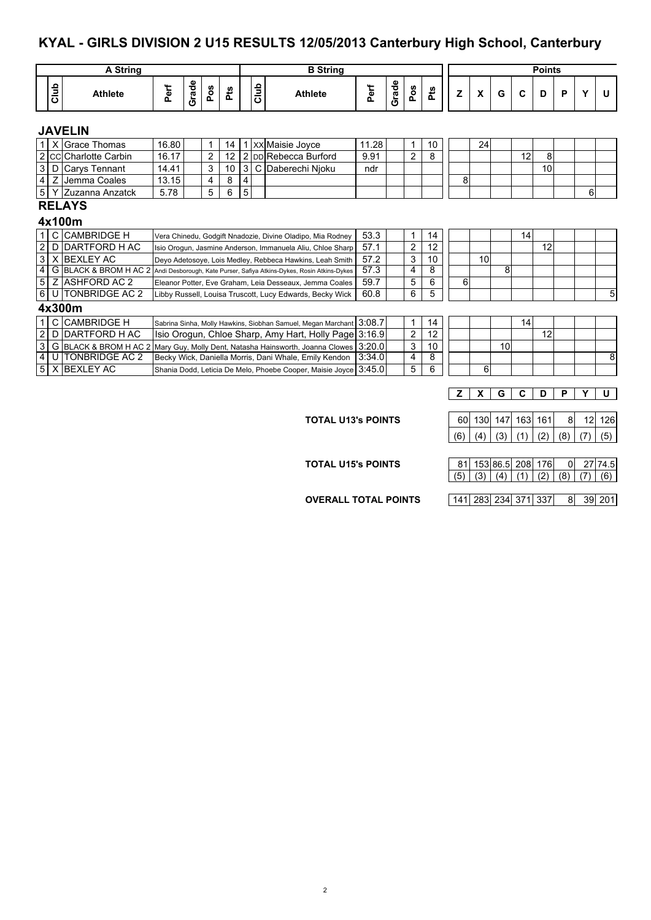# KYAL - GIRLS DIVISION 2 U15 RESULTS 12/05/2013 Canterbury High School, Canterbury

| | A String | | | | | | | B String | | | | | | | Points | | | | | | | |
|---|---|---|---|---|---|---|---|---|---|---|---|---|---|---|---|---|---|---|---|---|---|---|
| | Club | Athlete | Perf | Grade | Pos | Pts | | Club | Athlete | Perf | Grade | Pos | Pts | Z | X | G | C | D | P | Y | U |

## JAVELIN

| | Club | Athlete | Perf | Grade | Pos | Pts | | Club | Athlete | Perf | Grade | Pos | Pts | Z | X | G | C | D | P | Y | U |
|---|---|---|---|---|---|---|---|---|---|---|---|---|---|---|---|---|---|---|---|---|---|
| 1 | X | Grace Thomas | 16.80 | | 1 | 14 | 1 | XX | Maisie Joyce | 11.28 | | 1 | 10 | | 24 | | | | | | |
| 2 | CC | Charlotte Carbin | 16.17 | | 2 | 12 | 2 | DD | Rebecca Burford | 9.91 | | 2 | 8 | | | | 12 | 8 | | | |
| 3 | D | Carys Tennant | 14.41 | | 3 | 10 | 3 | C | Daberechi Njoku | ndr | | | | | | | | 10 | | | |
| 4 | Z | Jemma Coales | 13.15 | | 4 | 8 | 4 | | | | | | | 8 | | | | | | | |
| 5 | Y | Zuzanna Anzatck | 5.78 | | 5 | 6 | 5 | | | | | | | | | | | | | 6 | |

## RELAYS

### 4x100m

| | Club | Team | Athletes | Perf | Grade | Pos | Pts | Z | X | G | C | D | P | Y | U |
|---|---|---|---|---|---|---|---|---|---|---|---|---|---|---|---|
| 1 | C | CAMBRIDGE H | Vera Chinedu, Godgift Nnadozie, Divine Oladipo, Mia Rodney | 53.3 | | 1 | 14 | | | | 14 | | | | |
| 2 | D | DARTFORD H AC | Isio Orogun, Jasmine Anderson, Immanuela Aliu, Chloe Sharp | 57.1 | | 2 | 12 | | | | | 12 | | | |
| 3 | X | BEXLEY AC | Deyo Adetosoye, Lois Medley, Rebbeca Hawkins, Leah Smith | 57.2 | | 3 | 10 | | 10 | | | | | | |
| 4 | G | BLACK & BROM H AC 2 | Andi Desborough, Kate Purser, Safiya Atkins-Dykes, Rosin Atkins-Dykes | 57.3 | | 4 | 8 | | | 8 | | | | | |
| 5 | Z | ASHFORD AC 2 | Eleanor Potter, Eve Graham, Leia Desseaux, Jemma Coales | 59.7 | | 5 | 6 | 6 | | | | | | | |
| 6 | U | TONBRIDGE AC 2 | Libby Russell, Louisa Truscott, Lucy Edwards, Becky Wick | 60.8 | | 6 | 5 | | | | | | | | 5 |

### 4x300m

| | Club | Team | Athletes | Perf | Grade | Pos | Pts | Z | X | G | C | D | P | Y | U |
|---|---|---|---|---|---|---|---|---|---|---|---|---|---|---|---|
| 1 | C | CAMBRIDGE H | Sabrina Sinha, Molly Hawkins, Siobhan Samuel, Megan Marchant | 3:08.7 | | 1 | 14 | | | | 14 | | | | |
| 2 | D | DARTFORD H AC | Isio Orogun, Chloe Sharp, Amy Hart, Holly Page | 3:16.9 | | 2 | 12 | | | | | 12 | | | |
| 3 | G | BLACK & BROM H AC 2 | Mary Guy, Molly Dent, Natasha Hainsworth, Joanna Clowes | 3:20.0 | | 3 | 10 | | | 10 | | | | | |
| 4 | U | TONBRIDGE AC 2 | Becky Wick, Daniella Morris, Dani Whale, Emily Kendon | 3:34.0 | | 4 | 8 | | | | | | | | 8 |
| 5 | X | BEXLEY AC | Shania Dodd, Leticia De Melo, Phoebe Cooper, Maisie Joyce | 3:45.0 | | 5 | 6 | | 6 | | | | | | |

| | Z | X | G | C | D | P | Y | U |
|---|---|---|---|---|---|---|---|---|
| **TOTAL U13's POINTS** | 60 | 130 | 147 | 163 | 161 | 8 | 12 | 126 |
| | (6) | (4) | (3) | (1) | (2) | (8) | (7) | (5) |
| **TOTAL U15's POINTS** | 81 | 153 | 86.5 | 208 | 176 | 0 | 27 | 74.5 |
| | (5) | (3) | (4) | (1) | (2) | (8) | (7) | (6) |
| **OVERALL TOTAL POINTS** | 141 | 283 | 234 | 371 | 337 | 8 | 39 | 201 |